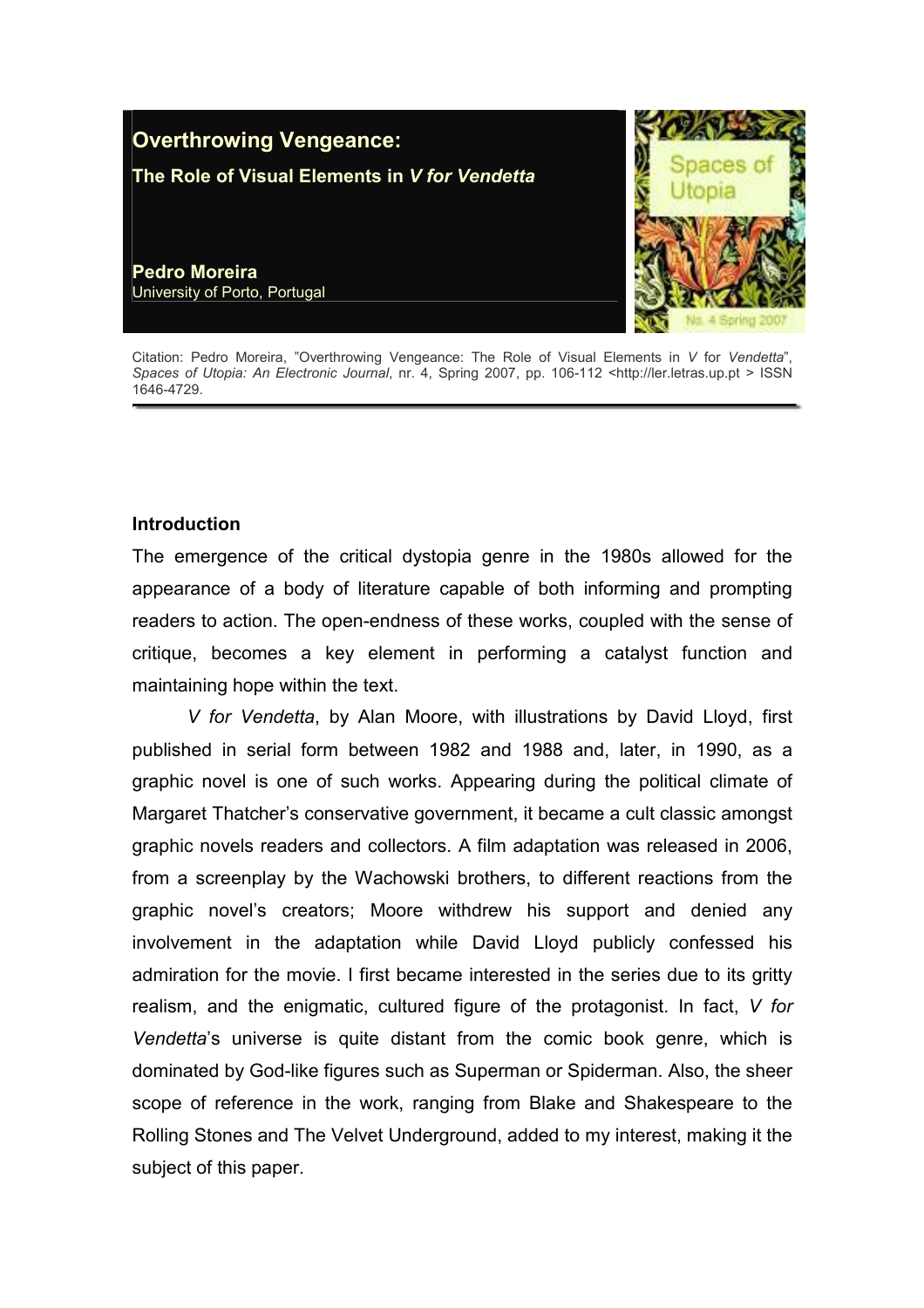# Overthrowing Vengeance:

## The Role of Visual Elements in *V for Vendetta*

**Pedro Moreira**
University of Porto, Portugal

Citation: Pedro Moreira, "Overthrowing Vengeance: The Role of Visual Elements in *V* for *Vendetta*", *Spaces of Utopia: An Electronic Journal*, nr. 4, Spring 2007, pp. 106-112 <http://ler.letras.up.pt > ISSN 1646-4729.

### Introduction

The emergence of the critical dystopia genre in the 1980s allowed for the appearance of a body of literature capable of both informing and prompting readers to action. The open-endness of these works, coupled with the sense of critique, becomes a key element in performing a catalyst function and maintaining hope within the text.

*V for Vendetta*, by Alan Moore, with illustrations by David Lloyd, first published in serial form between 1982 and 1988 and, later, in 1990, as a graphic novel is one of such works. Appearing during the political climate of Margaret Thatcher's conservative government, it became a cult classic amongst graphic novels readers and collectors. A film adaptation was released in 2006, from a screenplay by the Wachowski brothers, to different reactions from the graphic novel's creators; Moore withdrew his support and denied any involvement in the adaptation while David Lloyd publicly confessed his admiration for the movie. I first became interested in the series due to its gritty realism, and the enigmatic, cultured figure of the protagonist. In fact, *V for Vendetta*'s universe is quite distant from the comic book genre, which is dominated by God-like figures such as Superman or Spiderman. Also, the sheer scope of reference in the work, ranging from Blake and Shakespeare to the Rolling Stones and The Velvet Underground, added to my interest, making it the subject of this paper.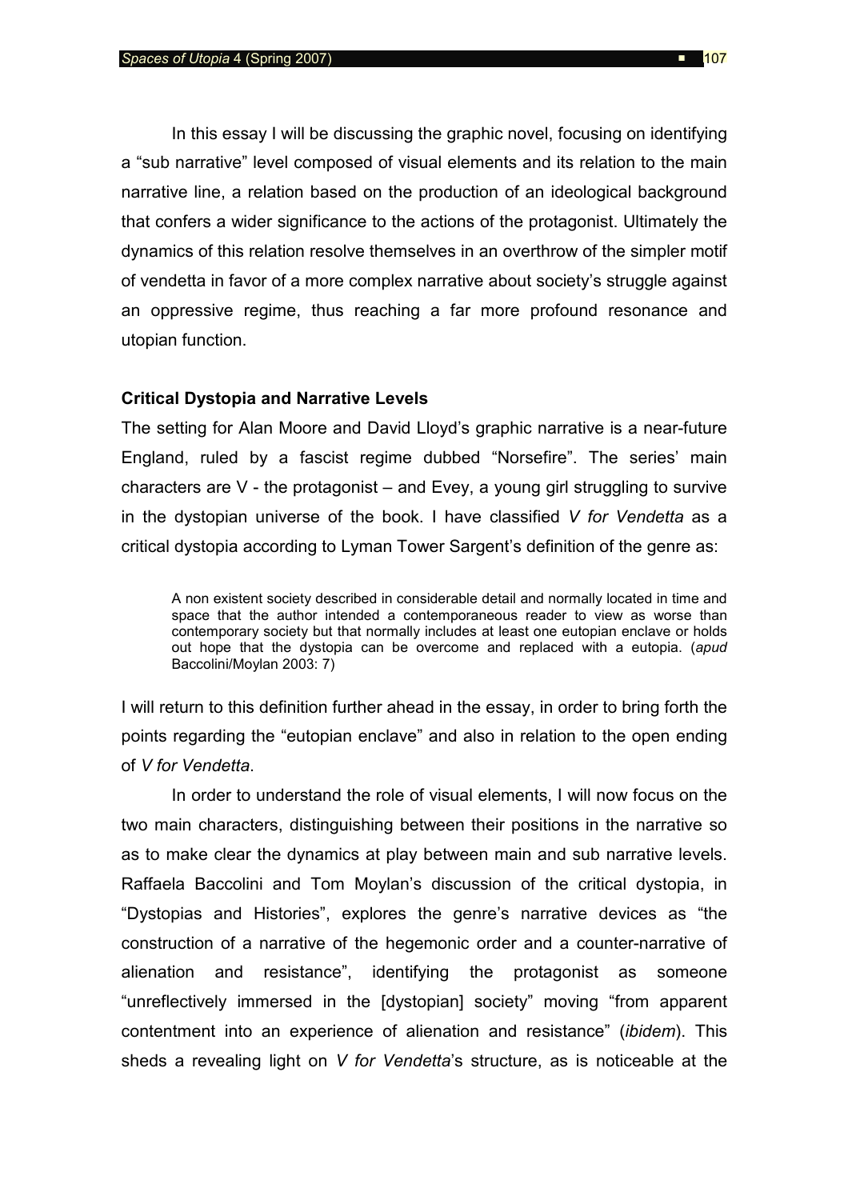In this essay I will be discussing the graphic novel, focusing on identifying a "sub narrative" level composed of visual elements and its relation to the main narrative line, a relation based on the production of an ideological background that confers a wider significance to the actions of the protagonist. Ultimately the dynamics of this relation resolve themselves in an overthrow of the simpler motif of vendetta in favor of a more complex narrative about society's struggle against an oppressive regime, thus reaching a far more profound resonance and utopian function.

**Critical Dystopia and Narrative Levels**

The setting for Alan Moore and David Lloyd's graphic narrative is a near-future England, ruled by a fascist regime dubbed "Norsefire". The series' main characters are V - the protagonist – and Evey, a young girl struggling to survive in the dystopian universe of the book. I have classified *V for Vendetta* as a critical dystopia according to Lyman Tower Sargent's definition of the genre as:

> A non existent society described in considerable detail and normally located in time and space that the author intended a contemporaneous reader to view as worse than contemporary society but that normally includes at least one eutopian enclave or holds out hope that the dystopia can be overcome and replaced with a eutopia. (*apud* Baccolini/Moylan 2003: 7)

I will return to this definition further ahead in the essay, in order to bring forth the points regarding the "eutopian enclave" and also in relation to the open ending of *V for Vendetta*.

In order to understand the role of visual elements, I will now focus on the two main characters, distinguishing between their positions in the narrative so as to make clear the dynamics at play between main and sub narrative levels. Raffaela Baccolini and Tom Moylan's discussion of the critical dystopia, in "Dystopias and Histories", explores the genre's narrative devices as "the construction of a narrative of the hegemonic order and a counter-narrative of alienation and resistance", identifying the protagonist as someone "unreflectively immersed in the [dystopian] society" moving "from apparent contentment into an experience of alienation and resistance" (*ibidem*). This sheds a revealing light on *V for Vendetta*'s structure, as is noticeable at the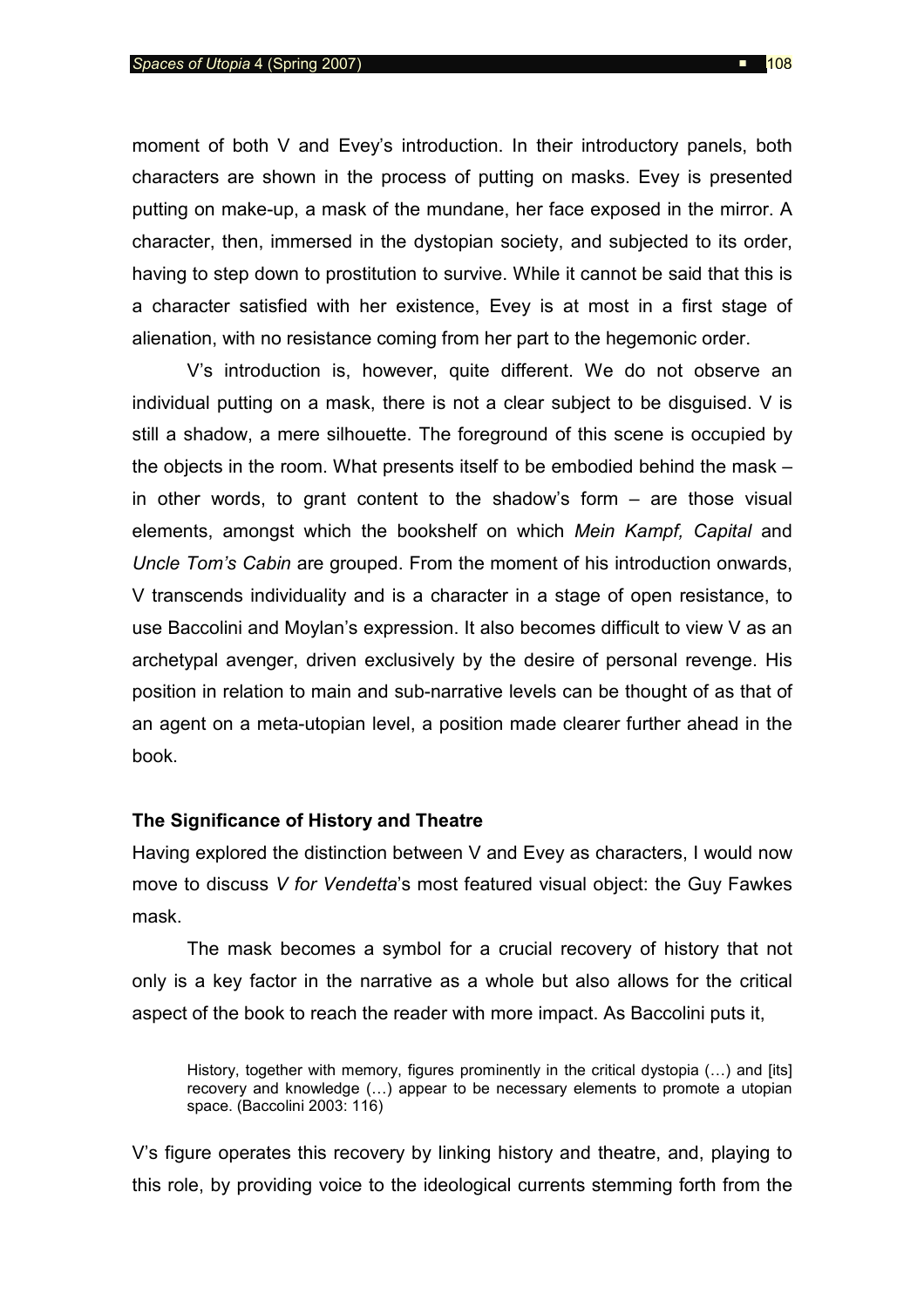moment of both V and Evey's introduction. In their introductory panels, both characters are shown in the process of putting on masks. Evey is presented putting on make-up, a mask of the mundane, her face exposed in the mirror. A character, then, immersed in the dystopian society, and subjected to its order, having to step down to prostitution to survive. While it cannot be said that this is a character satisfied with her existence, Evey is at most in a first stage of alienation, with no resistance coming from her part to the hegemonic order.

V's introduction is, however, quite different. We do not observe an individual putting on a mask, there is not a clear subject to be disguised. V is still a shadow, a mere silhouette. The foreground of this scene is occupied by the objects in the room. What presents itself to be embodied behind the mask – in other words, to grant content to the shadow's form – are those visual elements, amongst which the bookshelf on which *Mein Kampf, Capital* and *Uncle Tom's Cabin* are grouped. From the moment of his introduction onwards, V transcends individuality and is a character in a stage of open resistance, to use Baccolini and Moylan's expression. It also becomes difficult to view V as an archetypal avenger, driven exclusively by the desire of personal revenge. His position in relation to main and sub-narrative levels can be thought of as that of an agent on a meta-utopian level, a position made clearer further ahead in the book.

### The Significance of History and Theatre

Having explored the distinction between V and Evey as characters, I would now move to discuss *V for Vendetta*'s most featured visual object: the Guy Fawkes mask.

The mask becomes a symbol for a crucial recovery of history that not only is a key factor in the narrative as a whole but also allows for the critical aspect of the book to reach the reader with more impact. As Baccolini puts it,

> History, together with memory, figures prominently in the critical dystopia (…) and [its] recovery and knowledge (…) appear to be necessary elements to promote a utopian space. (Baccolini 2003: 116)

V's figure operates this recovery by linking history and theatre, and, playing to this role, by providing voice to the ideological currents stemming forth from the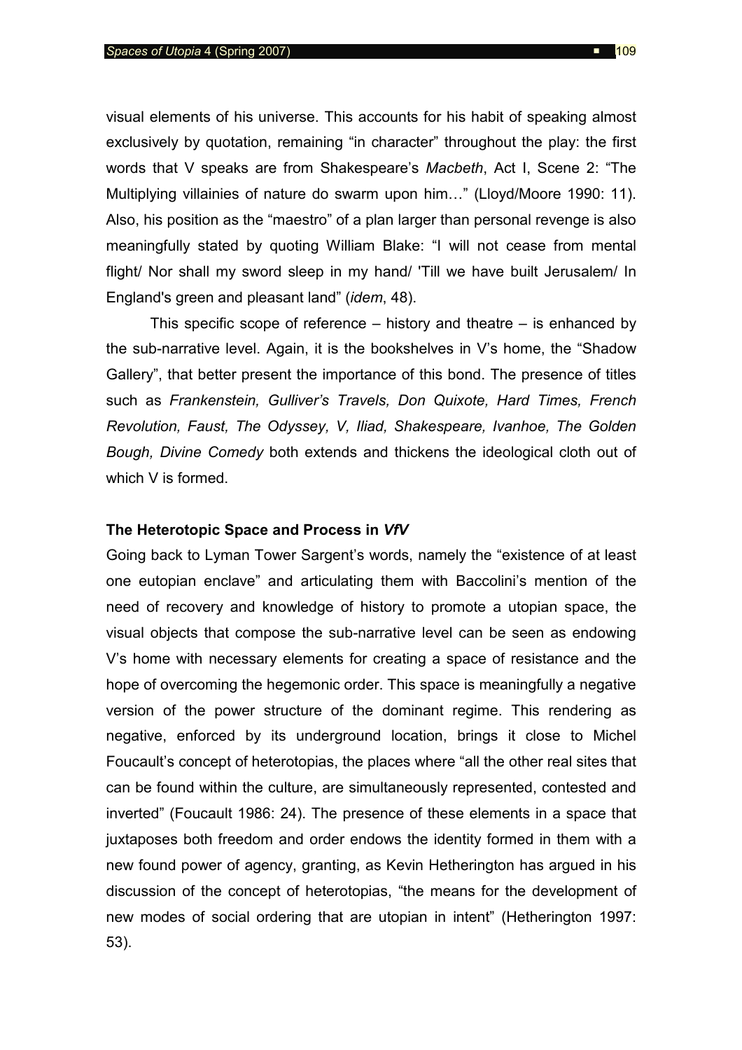visual elements of his universe. This accounts for his habit of speaking almost exclusively by quotation, remaining "in character" throughout the play: the first words that V speaks are from Shakespeare's *Macbeth*, Act I, Scene 2: "The Multiplying villainies of nature do swarm upon him…" (Lloyd/Moore 1990: 11). Also, his position as the "maestro" of a plan larger than personal revenge is also meaningfully stated by quoting William Blake: "I will not cease from mental flight/ Nor shall my sword sleep in my hand/ 'Till we have built Jerusalem/ In England's green and pleasant land" (*idem*, 48).

This specific scope of reference – history and theatre – is enhanced by the sub-narrative level. Again, it is the bookshelves in V's home, the "Shadow Gallery", that better present the importance of this bond. The presence of titles such as *Frankenstein, Gulliver's Travels, Don Quixote, Hard Times, French Revolution, Faust, The Odyssey, V, Iliad, Shakespeare, Ivanhoe, The Golden Bough, Divine Comedy* both extends and thickens the ideological cloth out of which V is formed.

**The Heterotopic Space and Process in *VfV***

Going back to Lyman Tower Sargent's words, namely the "existence of at least one eutopian enclave" and articulating them with Baccolini's mention of the need of recovery and knowledge of history to promote a utopian space, the visual objects that compose the sub-narrative level can be seen as endowing V's home with necessary elements for creating a space of resistance and the hope of overcoming the hegemonic order. This space is meaningfully a negative version of the power structure of the dominant regime. This rendering as negative, enforced by its underground location, brings it close to Michel Foucault's concept of heterotopias, the places where "all the other real sites that can be found within the culture, are simultaneously represented, contested and inverted" (Foucault 1986: 24). The presence of these elements in a space that juxtaposes both freedom and order endows the identity formed in them with a new found power of agency, granting, as Kevin Hetherington has argued in his discussion of the concept of heterotopias, "the means for the development of new modes of social ordering that are utopian in intent" (Hetherington 1997: 53).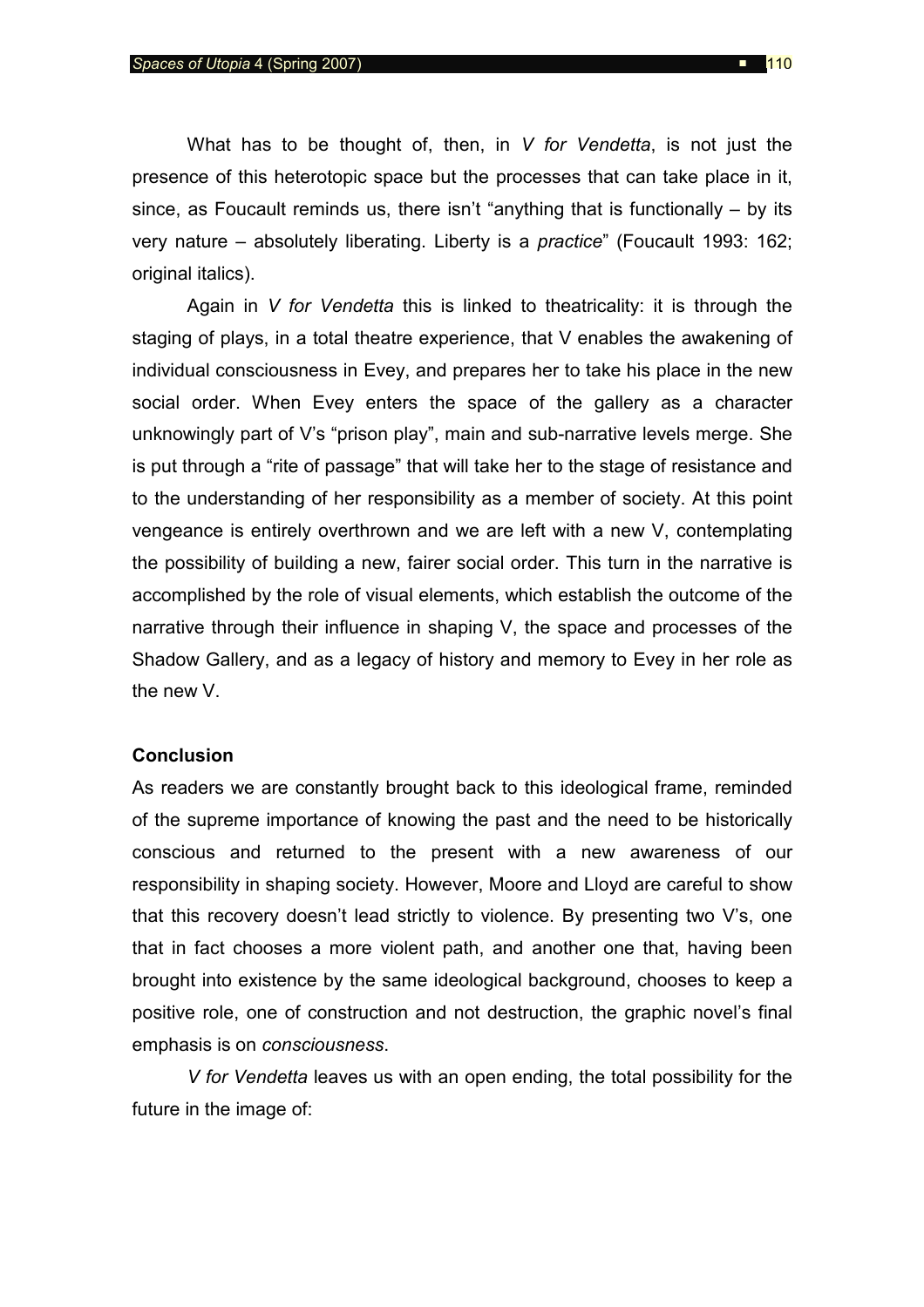What has to be thought of, then, in *V for Vendetta*, is not just the presence of this heterotopic space but the processes that can take place in it, since, as Foucault reminds us, there isn't "anything that is functionally – by its very nature – absolutely liberating. Liberty is a *practice*" (Foucault 1993: 162; original italics).

Again in *V for Vendetta* this is linked to theatricality: it is through the staging of plays, in a total theatre experience, that V enables the awakening of individual consciousness in Evey, and prepares her to take his place in the new social order. When Evey enters the space of the gallery as a character unknowingly part of V's "prison play", main and sub-narrative levels merge. She is put through a "rite of passage" that will take her to the stage of resistance and to the understanding of her responsibility as a member of society. At this point vengeance is entirely overthrown and we are left with a new V, contemplating the possibility of building a new, fairer social order. This turn in the narrative is accomplished by the role of visual elements, which establish the outcome of the narrative through their influence in shaping V, the space and processes of the Shadow Gallery, and as a legacy of history and memory to Evey in her role as the new V.

## Conclusion

As readers we are constantly brought back to this ideological frame, reminded of the supreme importance of knowing the past and the need to be historically conscious and returned to the present with a new awareness of our responsibility in shaping society. However, Moore and Lloyd are careful to show that this recovery doesn't lead strictly to violence. By presenting two V's, one that in fact chooses a more violent path, and another one that, having been brought into existence by the same ideological background, chooses to keep a positive role, one of construction and not destruction, the graphic novel's final emphasis is on *consciousness*.

*V for Vendetta* leaves us with an open ending, the total possibility for the future in the image of: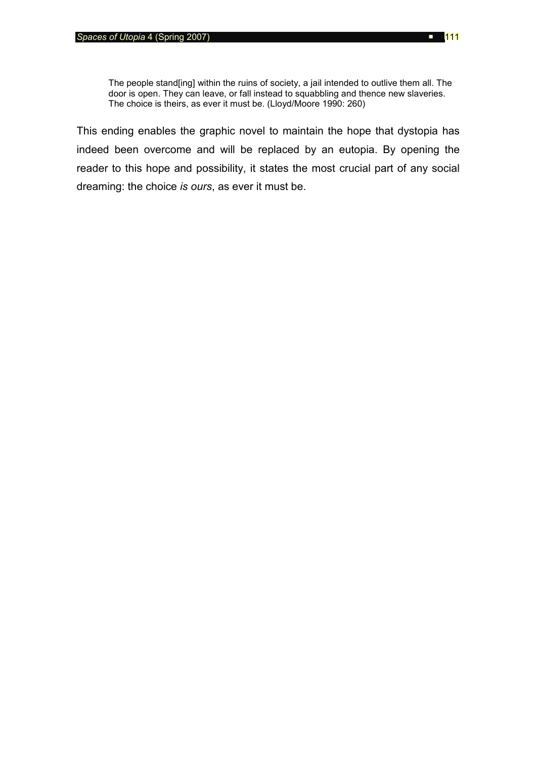> The people stand[ing] within the ruins of society, a jail intended to outlive them all. The door is open. They can leave, or fall instead to squabbling and thence new slaveries. The choice is theirs, as ever it must be. (Lloyd/Moore 1990: 260)

This ending enables the graphic novel to maintain the hope that dystopia has indeed been overcome and will be replaced by an eutopia. By opening the reader to this hope and possibility, it states the most crucial part of any social dreaming: the choice *is ours*, as ever it must be.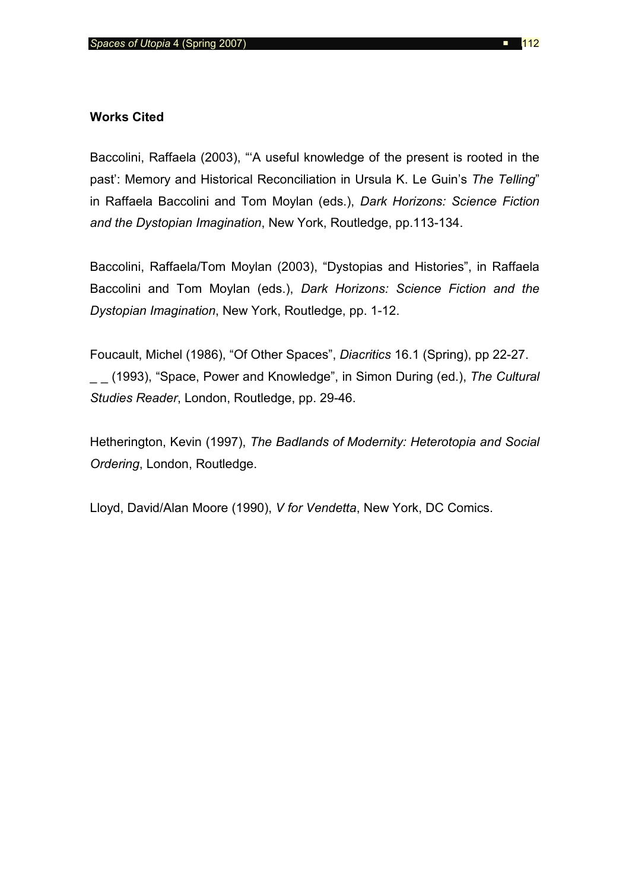## Works Cited

Baccolini, Raffaela (2003), "'A useful knowledge of the present is rooted in the past': Memory and Historical Reconciliation in Ursula K. Le Guin's *The Telling*" in Raffaela Baccolini and Tom Moylan (eds.), *Dark Horizons: Science Fiction and the Dystopian Imagination*, New York, Routledge, pp.113-134.

Baccolini, Raffaela/Tom Moylan (2003), "Dystopias and Histories", in Raffaela Baccolini and Tom Moylan (eds.), *Dark Horizons: Science Fiction and the Dystopian Imagination*, New York, Routledge, pp. 1-12.

Foucault, Michel (1986), "Of Other Spaces", *Diacritics* 16.1 (Spring), pp 22-27.
_ _ (1993), "Space, Power and Knowledge", in Simon During (ed.), *The Cultural Studies Reader*, London, Routledge, pp. 29-46.

Hetherington, Kevin (1997), *The Badlands of Modernity: Heterotopia and Social Ordering*, London, Routledge.

Lloyd, David/Alan Moore (1990), *V for Vendetta*, New York, DC Comics.